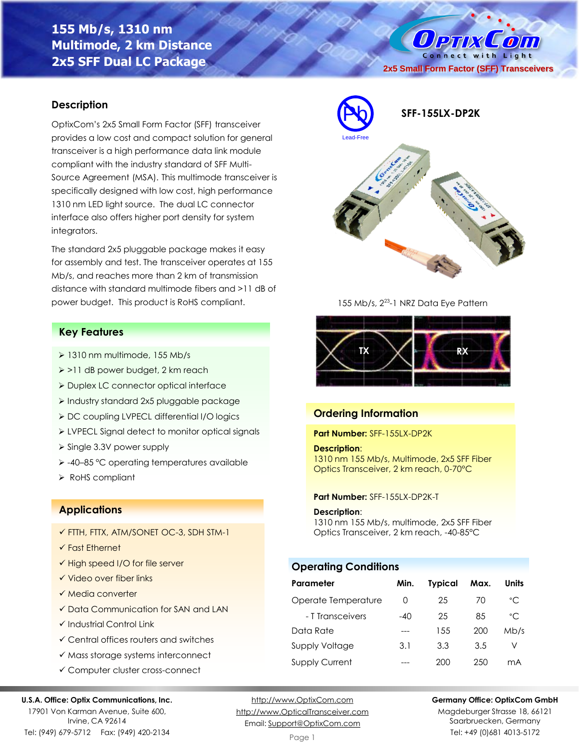# 155 Mb/s, 1310 nm Multimode, 2 km Distance 2x5 SFF Dual LC Package

2x5 Small Form Factor (SFF) Transceivers

## SFF-155LX-DP2K

Lead-Free

## Description

OptixCom's 2x5 Small Form Factor (SFF) transceiver provides a low cost and compact solution for general transceiver is a high performance data link module compliant with the industry standard of SFF Multi-Source Agreement (MSA). This multimode transceiver is specifically designed with low cost, high performance 1310 nm LED light source. The dual LC connector interface also offers higher port density for system integrators.

The standard 2x5 pluggable package makes it easy for assembly and test. The transceiver operates at 155 Mb/s, and reaches more than 2 km of transmission distance with standard multimode fibers and >11 dB of power budget. This product is RoHS compliant.

## Key Features

- 1310 nm multimode, 155 Mb/s
- >11 dB power budget, 2 km reach
- Duplex LC connector optical interface
- Industry standard 2x5 pluggable package
- DC coupling LVPECL differential I/O logics
- LVPECL Signal detect to monitor optical signals
- Single 3.3V power supply
- -40–85 °C operating temperatures available
- RoHS compliant

## Applications

- ✓ FTTH, FTTX, ATM/SONET OC-3, SDH STM-1
- ✓ Fast Ethernet
- ✓ High speed I/O for file server
- ✓ Video over fiber links
- ✓ Media converter
- ✓ Data Communication for SAN and LAN
- ✓ Industrial Control Link
- ✓ Central offices routers and switches
- ✓ Mass storage systems interconnect
- ✓ Computer cluster cross-connect

155 Mb/s, $2^{23}$-1 NRZ Data Eye Pattern

TX RX

## Ordering Information

**Part Number:** SFF-155LX-DP2K

**Description**:
1310 nm 155 Mb/s, Multimode, 2x5 SFF Fiber Optics Transceiver, 2 km reach, 0-70°C

**Part Number:** SFF-155LX-DP2K-T

**Description**:
1310 nm 155 Mb/s, multimode, 2x5 SFF Fiber Optics Transceiver, 2 km reach, -40-85°C

## Operating Conditions

| Parameter | Min. | Typical | Max. | Units |
|---|---|---|---|---|
| Operate Temperature | 0 | 25 | 70 | °C |
| - T Transceivers | -40 | 25 | 85 | °C |
| Data Rate | --- | 155 | 200 | Mb/s |
| Supply Voltage | 3.1 | 3.3 | 3.5 | V |
| Supply Current | --- | 200 | 250 | mA |

**U.S.A. Office: Optix Communications, Inc.**
17901 Von Karman Avenue, Suite 600,
Irvine, CA 92614
Tel: (949) 679-5712 Fax: (949) 420-2134

http://www.OptixCom.com
http://www.OpticalTransceiver.com
Email: Support@OptixCom.com

**Germany Office: OptixCom GmbH**
Magdeburger Strasse 18, 66121
Saarbruecken, Germany
Tel: +49 (0)681 4013-5172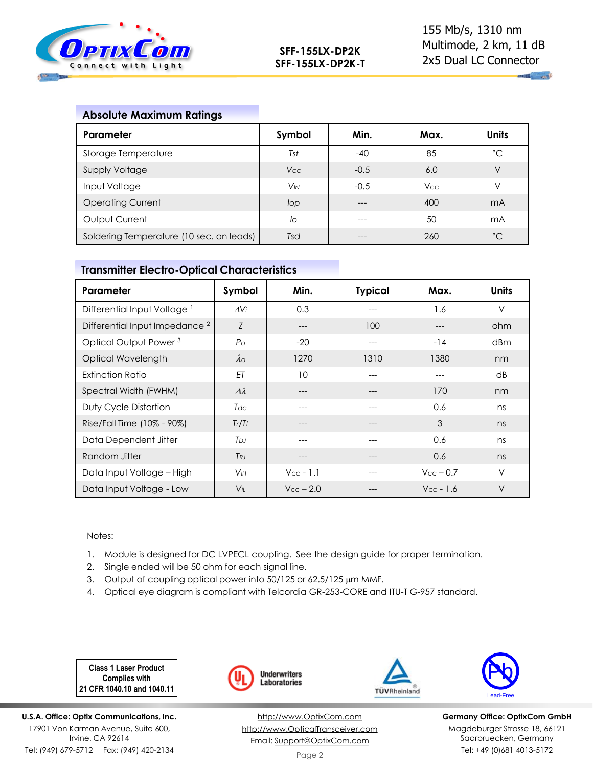## Absolute Maximum Ratings

| Parameter | Symbol | Min. | Max. | Units |
|---|---|---|---|---|
| Storage Temperature | $T_{st}$ | -40 | 85 | °C |
| Supply Voltage | $V_{CC}$ | -0.5 | 6.0 | V |
| Input Voltage | $V_{IN}$ | -0.5 | $V_{CC}$ | V |
| Operating Current | $I_{op}$ | --- | 400 | mA |
| Output Current | $I_o$ | --- | 50 | mA |
| Soldering Temperature (10 sec. on leads) | $T_{sd}$ | --- | 260 | °C |

## Transmitter Electro-Optical Characteristics

| Parameter | Symbol | Min. | Typical | Max. | Units |
|---|---|---|---|---|---|
| Differential Input Voltage [1] | $\Delta V_i$ | 0.3 | --- | 1.6 | V |
| Differential Input Impedance [2] | $Z$ | --- | 100 | --- | ohm |
| Optical Output Power [3] | $P_o$ | -20 | --- | -14 | dBm |
| Optical Wavelength | $\lambda_o$ | 1270 | 1310 | 1380 | nm |
| Extinction Ratio | $ET$ | 10 | --- | --- | dB |
| Spectral Width (FWHM) | $\Delta\lambda$ | --- | --- | 170 | nm |
| Duty Cycle Distortion | $T_{dc}$ | --- | --- | 0.6 | ns |
| Rise/Fall Time (10% - 90%) | $T_r/T_f$ | --- | --- | 3 | ns |
| Data Dependent Jitter | $T_{DJ}$ | --- | --- | 0.6 | ns |
| Random Jitter | $T_{RJ}$ | --- | --- | 0.6 | ns |
| Data Input Voltage – High | $V_{IH}$ | $V_{CC}$ - 1.1 | --- | $V_{CC}$ – 0.7 | V |
| Data Input Voltage - Low | $V_{IL}$ | $V_{CC}$ – 2.0 | --- | $V_{CC}$ - 1.6 | V |

Notes:

1. Module is designed for DC LVPECL coupling. See the design guide for proper termination.
2. Single ended will be 50 ohm for each signal line.
3. Output of coupling optical power into 50/125 or 62.5/125 µm MMF.
4. Optical eye diagram is compliant with Telcordia GR-253-CORE and ITU-T G-957 standard.

**Class 1 Laser Product Complies with 21 CFR 1040.10 and 1040.11**

Underwriters Laboratories

TÜVRheinland

Lead-Free

**U.S.A. Office: Optix Communications, Inc.**
17901 Von Karman Avenue, Suite 600,
Irvine, CA 92614
Tel: (949) 679-5712 Fax: (949) 420-2134

http://www.OptixCom.com
http://www.OpticalTransceiver.com
Email: Support@OptixCom.com

**Germany Office: OptixCom GmbH**
Magdeburger Strasse 18, 66121
Saarbruecken, Germany
Tel: +49 (0)681 4013-5172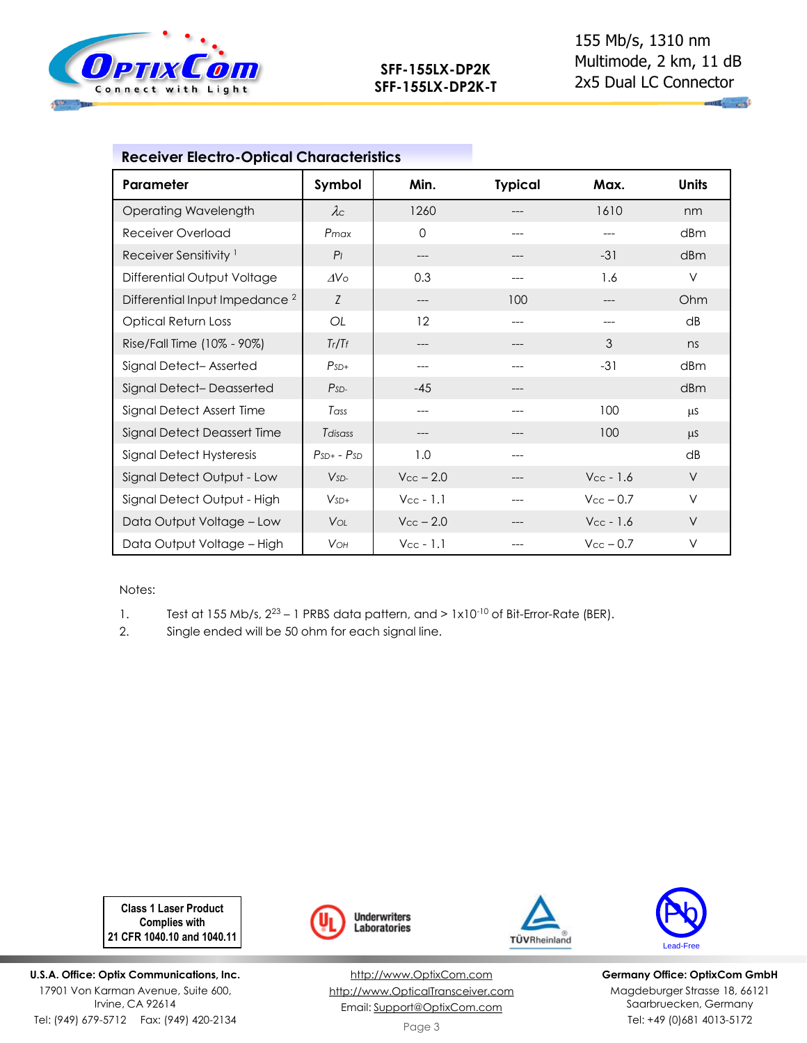## Receiver Electro-Optical Characteristics

| Parameter | Symbol | Min. | Typical | Max. | Units |
| --- | --- | --- | --- | --- | --- |
| Operating Wavelength | $\lambda_C$ | 1260 | --- | 1610 | nm |
| Receiver Overload | $P_{max}$ | 0 | --- | --- | dBm |
| Receiver Sensitivity [1] | $P_I$ | --- | --- | -31 | dBm |
| Differential Output Voltage | $\Delta V_O$ | 0.3 | --- | 1.6 | V |
| Differential Input Impedance [2] | $Z$ | --- | 100 | --- | Ohm |
| Optical Return Loss | $OL$ | 12 | --- | --- | dB |
| Rise/Fall Time (10% - 90%) | $T_r/T_f$ | --- | --- | 3 | ns |
| Signal Detect– Asserted | $P_{SD+}$ | --- | --- | -31 | dBm |
| Signal Detect– Deasserted | $P_{SD-}$ | -45 | --- | | dBm |
| Signal Detect Assert Time | $T_{ass}$ | --- | --- | 100 | µs |
| Signal Detect Deassert Time | $T_{disass}$ | --- | --- | 100 | µs |
| Signal Detect Hysteresis | $P_{SD+} - P_{SD}$ | 1.0 | --- | | dB |
| Signal Detect Output - Low | $V_{SD-}$ | $V_{CC}$ – 2.0 | --- | $V_{CC}$ - 1.6 | V |
| Signal Detect Output - High | $V_{SD+}$ | $V_{CC}$ - 1.1 | --- | $V_{CC}$ – 0.7 | V |
| Data Output Voltage – Low | $V_{OL}$ | $V_{CC}$ – 2.0 | --- | $V_{CC}$ - 1.6 | V |
| Data Output Voltage – High | $V_{OH}$ | $V_{CC}$ - 1.1 | --- | $V_{CC}$ – 0.7 | V |

Notes:

1. Test at 155 Mb/s, $2^{23} – 1$ PRBS data pattern, and > $1x10^{-10}$ of Bit-Error-Rate (BER).
2. Single ended will be 50 ohm for each signal line.

Class 1 Laser Product Complies with 21 CFR 1040.10 and 1040.11

Underwriters Laboratories

TÜVRheinland

Lead-Free

**U.S.A. Office: Optix Communications, Inc.**
17901 Von Karman Avenue, Suite 600,
Irvine, CA 92614
Tel: (949) 679-5712 Fax: (949) 420-2134

http://www.OptixCom.com
http://www.OpticalTransceiver.com
Email: Support@OptixCom.com

**Germany Office: OptixCom GmbH**
Magdeburger Strasse 18, 66121
Saarbruecken, Germany
Tel: +49 (0)681 4013-5172